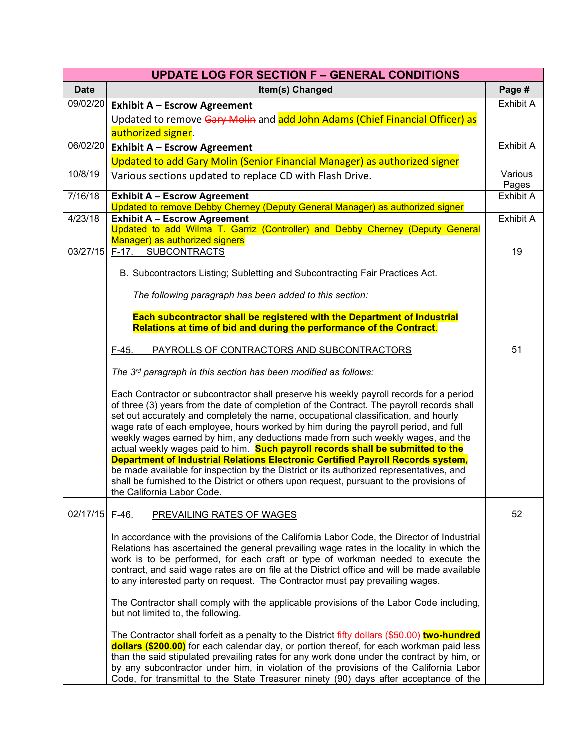| UPDATE LOG FOR SECTION F – GENERAL CONDITIONS | | |
|---|---|---|
| **Date** | **Item(s) Changed** | **Page #** |
| 09/02/20 | **Exhibit A – Escrow Agreement**<br>Updated to remove ~~Gary Molin~~ and add John Adams (Chief Financial Officer) as authorized signer. | Exhibit A |
| 06/02/20 | **Exhibit A – Escrow Agreement**<br>Updated to add Gary Molin (Senior Financial Manager) as authorized signer | Exhibit A |
| 10/8/19 | Various sections updated to replace CD with Flash Drive. | Various Pages |
| 7/16/18 | **Exhibit A – Escrow Agreement**<br>Updated to remove Debby Cherney (Deputy General Manager) as authorized signer | Exhibit A |
| 4/23/18 | **Exhibit A – Escrow Agreement**<br>Updated to add Wilma T. Garriz (Controller) and Debby Cherney (Deputy General Manager) as authorized signers | Exhibit A |
| 03/27/15 | F-17. SUBCONTRACTS<br><br>B. Subcontractors Listing; Subletting and Subcontracting Fair Practices Act.<br><br>*The following paragraph has been added to this section:*<br><br>**Each subcontractor shall be registered with the Department of Industrial Relations at time of bid and during the performance of the Contract**. | 19 |
| | F-45. PAYROLLS OF CONTRACTORS AND SUBCONTRACTORS<br><br>*The 3rd paragraph in this section has been modified as follows:*<br><br>Each Contractor or subcontractor shall preserve his weekly payroll records for a period of three (3) years from the date of completion of the Contract. The payroll records shall set out accurately and completely the name, occupational classification, and hourly wage rate of each employee, hours worked by him during the payroll period, and full weekly wages earned by him, any deductions made from such weekly wages, and the actual weekly wages paid to him. **Such payroll records shall be submitted to the Department of Industrial Relations Electronic Certified Payroll Records system,** be made available for inspection by the District or its authorized representatives, and shall be furnished to the District or others upon request, pursuant to the provisions of the California Labor Code. | 51 |
| 02/17/15 | F-46. PREVAILING RATES OF WAGES<br><br>In accordance with the provisions of the California Labor Code, the Director of Industrial Relations has ascertained the general prevailing wage rates in the locality in which the work is to be performed, for each craft or type of workman needed to execute the contract, and said wage rates are on file at the District office and will be made available to any interested party on request. The Contractor must pay prevailing wages.<br><br>The Contractor shall comply with the applicable provisions of the Labor Code including, but not limited to, the following.<br><br>The Contractor shall forfeit as a penalty to the District ~~fifty dollars ($50.00)~~ **two-hundred dollars ($200.00)** for each calendar day, or portion thereof, for each workman paid less than the said stipulated prevailing rates for any work done under the contract by him, or by any subcontractor under him, in violation of the provisions of the California Labor Code, for transmittal to the State Treasurer ninety (90) days after acceptance of the | 52 |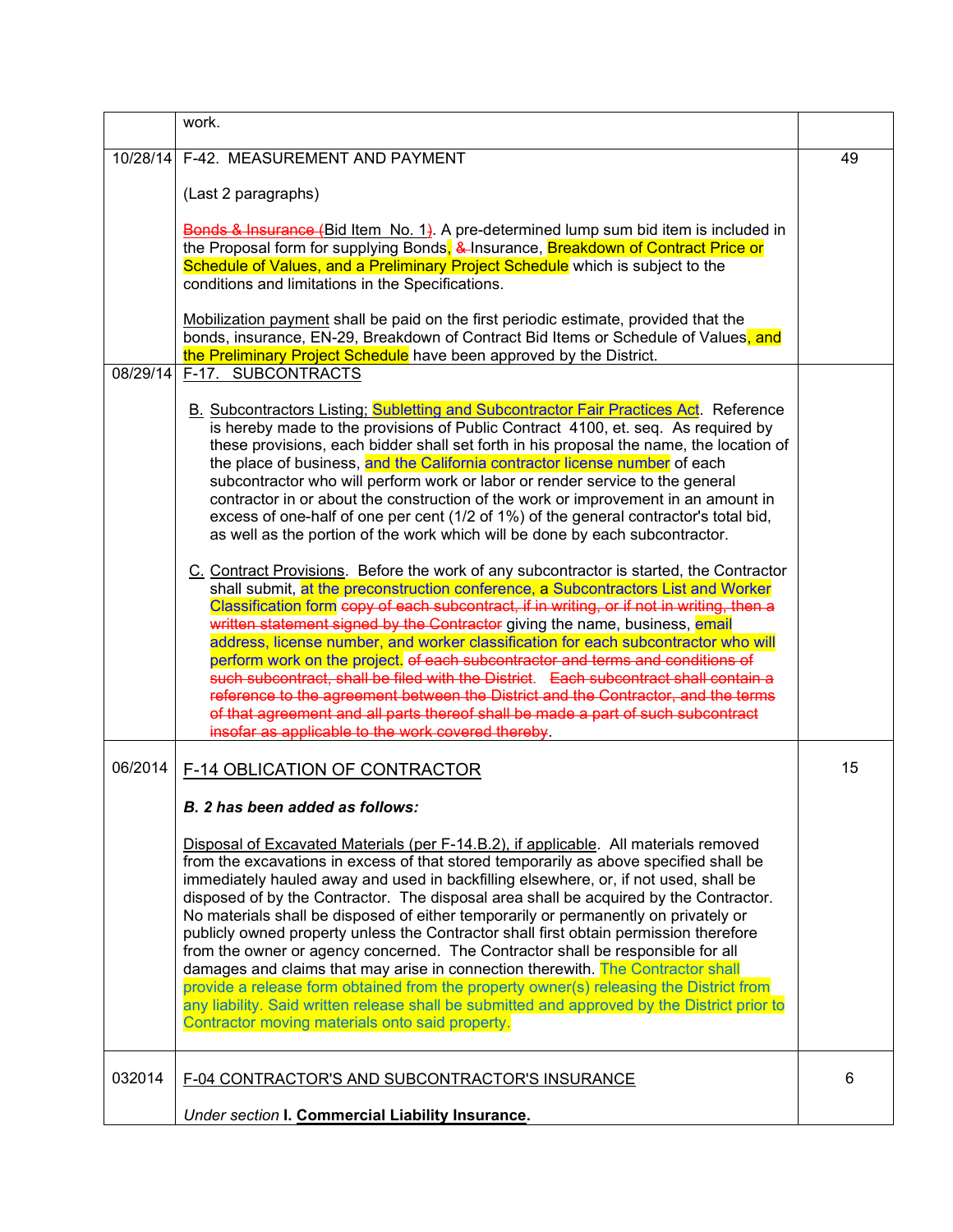| | | |
|---|---|---|
| | work. | |
| 10/28/14 | F-42. MEASUREMENT AND PAYMENT<br><br>(Last 2 paragraphs)<br><br>~~Bonds & Insurance (~~Bid Item No. 1~~)~~. A pre-determined lump sum bid item is included in the Proposal form for supplying Bonds, ~~&~~ Insurance, Breakdown of Contract Price or Schedule of Values, and a Preliminary Project Schedule which is subject to the conditions and limitations in the Specifications.<br><br>Mobilization payment shall be paid on the first periodic estimate, provided that the bonds, insurance, EN-29, Breakdown of Contract Bid Items or Schedule of Values, and the Preliminary Project Schedule have been approved by the District. | 49 |
| 08/29/14 | F-17. SUBCONTRACTS<br><br>B. Subcontractors Listing; Subletting and Subcontractor Fair Practices Act. Reference is hereby made to the provisions of Public Contract 4100, et. seq. As required by these provisions, each bidder shall set forth in his proposal the name, the location of the place of business, and the California contractor license number of each subcontractor who will perform work or labor or render service to the general contractor in or about the construction of the work or improvement in an amount in excess of one-half of one per cent (1/2 of 1%) of the general contractor's total bid, as well as the portion of the work which will be done by each subcontractor.<br><br>C. Contract Provisions. Before the work of any subcontractor is started, the Contractor shall submit, at the preconstruction conference, a Subcontractors List and Worker Classification form ~~copy of each subcontract, if in writing, or if not in writing, then a written statement signed by the Contractor~~ giving the name, business, email address, license number, and worker classification for each subcontractor who will perform work on the project. ~~of each subcontractor and terms and conditions of such subcontract, shall be filed with the District. Each subcontract shall contain a reference to the agreement between the District and the Contractor, and the terms of that agreement and all parts thereof shall be made a part of such subcontract insofar as applicable to the work covered thereby~~. | |
| 06/2014 | F-14 OBLICATION OF CONTRACTOR<br><br>***B. 2 has been added as follows:***<br><br>Disposal of Excavated Materials (per F-14.B.2), if applicable. All materials removed from the excavations in excess of that stored temporarily as above specified shall be immediately hauled away and used in backfilling elsewhere, or, if not used, shall be disposed of by the Contractor. The disposal area shall be acquired by the Contractor. No materials shall be disposed of either temporarily or permanently on privately or publicly owned property unless the Contractor shall first obtain permission therefore from the owner or agency concerned. The Contractor shall be responsible for all damages and claims that may arise in connection therewith. The Contractor shall provide a release form obtained from the property owner(s) releasing the District from any liability. Said written release shall be submitted and approved by the District prior to Contractor moving materials onto said property. | 15 |
| 032014 | F-04 CONTRACTOR'S AND SUBCONTRACTOR'S INSURANCE<br><br>*Under section* **I. Commercial Liability Insurance.** | 6 |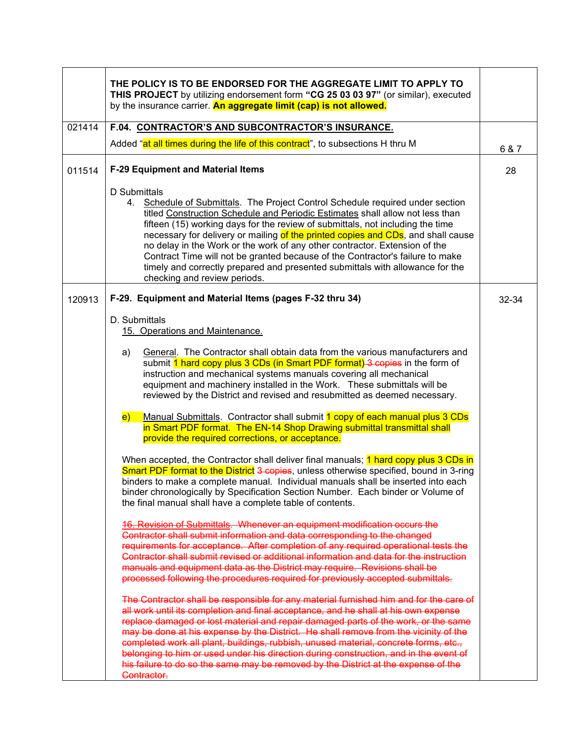| | | |
|---|---|---|
| | **THE POLICY IS TO BE ENDORSED FOR THE AGGREGATE LIMIT TO APPLY TO THIS PROJECT** by utilizing endorsement form **"CG 25 03 03 97"** (or similar), executed by the insurance carrier. **An aggregate limit (cap) is not allowed.** | |
| 021414 | **F.04. CONTRACTOR'S AND SUBCONTRACTOR'S INSURANCE.**<br><br>Added "at all times during the life of this contract", to subsections H thru M | 6 & 7 |
| 011514 | **F-29 Equipment and Material Items**<br><br>D Submittals<br>4. Schedule of Submittals. The Project Control Schedule required under section titled Construction Schedule and Periodic Estimates shall allow not less than fifteen (15) working days for the review of submittals, not including the time necessary for delivery or mailing of the printed copies and CDs, and shall cause no delay in the Work or the work of any other contractor. Extension of the Contract Time will not be granted because of the Contractor's failure to make timely and correctly prepared and presented submittals with allowance for the checking and review periods. | 28 |
| 120913 | **F-29. Equipment and Material Items (pages F-32 thru 34)**<br><br>D. Submittals<br>15. Operations and Maintenance.<br><br>a) General. The Contractor shall obtain data from the various manufacturers and submit 1 hard copy plus 3 CDs (in Smart PDF format) ~~3 copies~~ in the form of instruction and mechanical systems manuals covering all mechanical equipment and machinery installed in the Work. These submittals will be reviewed by the District and revised and resubmitted as deemed necessary.<br><br>e) Manual Submittals. Contractor shall submit 1 copy of each manual plus 3 CDs in Smart PDF format. The EN-14 Shop Drawing submittal transmittal shall provide the required corrections, or acceptance.<br><br>When accepted, the Contractor shall deliver final manuals; 1 hard copy plus 3 CDs in Smart PDF format to the District ~~3 copies~~, unless otherwise specified, bound in 3-ring binders to make a complete manual. Individual manuals shall be inserted into each binder chronologically by Specification Section Number. Each binder or Volume of the final manual shall have a complete table of contents.<br><br>~~16. Revision of Submittals. Whenever an equipment modification occurs the Contractor shall submit information and data corresponding to the changed requirements for acceptance. After completion of any required operational tests the Contractor shall submit revised or additional information and data for the instruction manuals and equipment data as the District may require. Revisions shall be processed following the procedures required for previously accepted submittals.~~<br><br>~~The Contractor shall be responsible for any material furnished him and for the care of all work until its completion and final acceptance, and he shall at his own expense replace damaged or lost material and repair damaged parts of the work, or the same may be done at his expense by the District. He shall remove from the vicinity of the completed work all plant, buildings, rubbish, unused material, concrete forms, etc., belonging to him or used under his direction during construction, and in the event of his failure to do so the same may be removed by the District at the expense of the Contractor.~~ | 32-34 |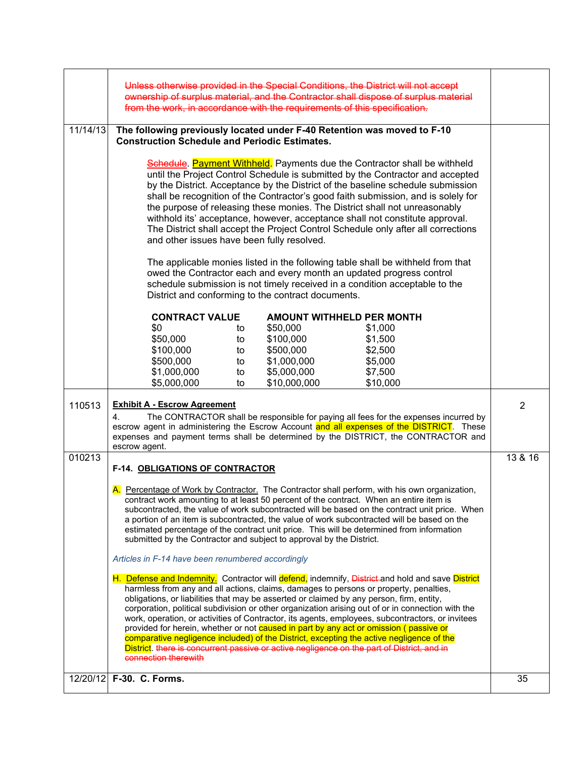| | | |
|---|---|---|
| | ~~Unless otherwise provided in the Special Conditions, the District will not accept ownership of surplus material, and the Contractor shall dispose of surplus material from the work, in accordance with the requirements of this specification.~~ | |
| 11/14/13 | **The following previously located under F-40 Retention was moved to F-10 Construction Schedule and Periodic Estimates.**<br><br>~~Schedule~~. Payment Withheld. Payments due the Contractor shall be withheld until the Project Control Schedule is submitted by the Contractor and accepted by the District. Acceptance by the District of the baseline schedule submission shall be recognition of the Contractor's good faith submission, and is solely for the purpose of releasing these monies. The District shall not unreasonably withhold its' acceptance, however, acceptance shall not constitute approval. The District shall accept the Project Control Schedule only after all corrections and other issues have been fully resolved.<br><br>The applicable monies listed in the following table shall be withheld from that owed the Contractor each and every month an updated progress control schedule submission is not timely received in a condition acceptable to the District and conforming to the contract documents.<br><br>**CONTRACT VALUE** / **AMOUNT WITHHELD PER MONTH**<br>$0 to $50,000 — $1,000<br>$50,000 to $100,000 — $1,500<br>$100,000 to $500,000 — $2,500<br>$500,000 to $1,000,000 — $5,000<br>$1,000,000 to $5,000,000 — $7,500<br>$5,000,000 to $10,000,000 — $10,000 | |
| 110513 | **Exhibit A - Escrow Agreement**<br>4. The CONTRACTOR shall be responsible for paying all fees for the expenses incurred by escrow agent in administering the Escrow Account and all expenses of the DISTRICT. These expenses and payment terms shall be determined by the DISTRICT, the CONTRACTOR and escrow agent. | 2 |
| 010213 | **F-14. OBLIGATIONS OF CONTRACTOR**<br><br>A. Percentage of Work by Contractor. The Contractor shall perform, with his own organization, contract work amounting to at least 50 percent of the contract. When an entire item is subcontracted, the value of work subcontracted will be based on the contract unit price. When a portion of an item is subcontracted, the value of work subcontracted will be based on the estimated percentage of the contract unit price. This will be determined from information submitted by the Contractor and subject to approval by the District.<br><br>*Articles in F-14 have been renumbered accordingly*<br><br>H. Defense and Indemnity. Contractor will defend, indemnify, ~~District~~ and hold and save District harmless from any and all actions, claims, damages to persons or property, penalties, obligations, or liabilities that may be asserted or claimed by any person, firm, entity, corporation, political subdivision or other organization arising out of or in connection with the work, operation, or activities of Contractor, its agents, employees, subcontractors, or invitees provided for herein, whether or not caused in part by any act or omission ( passive or comparative negligence included) of the District, excepting the active negligence of the District. ~~there is concurrent passive or active negligence on the part of District, and in connection therewith~~ | 13 & 16 |
| 12/20/12 | **F-30. C. Forms.** | 35 |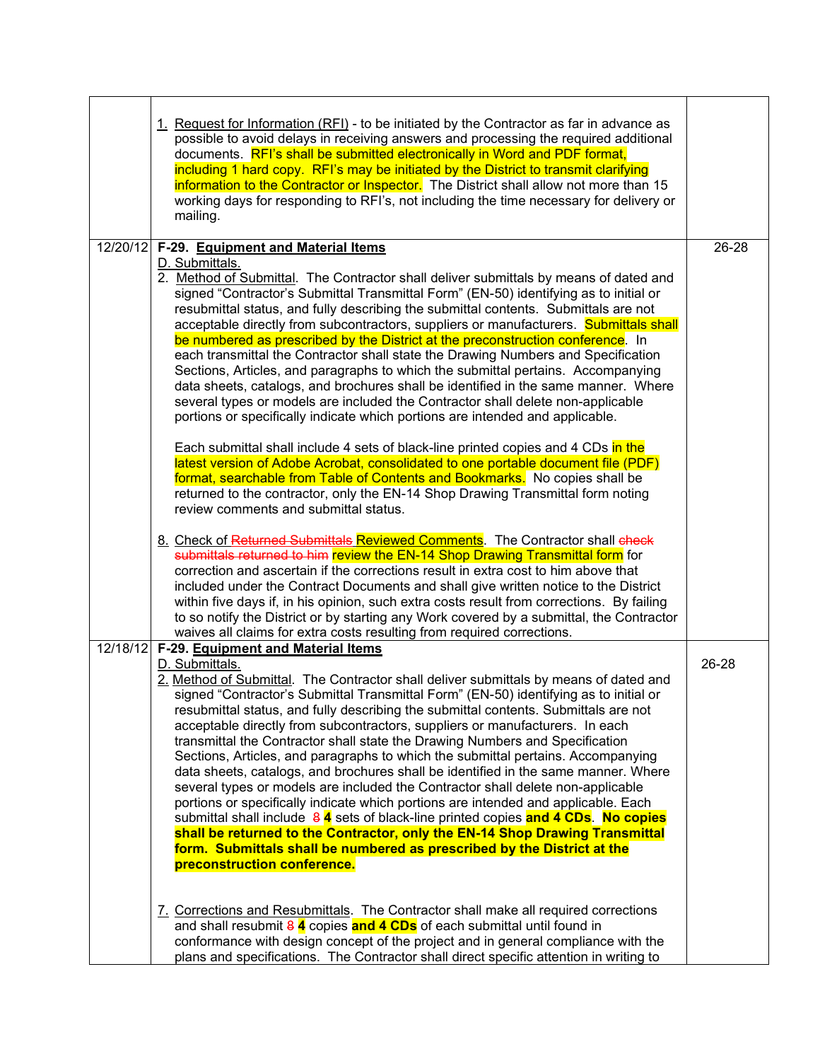| | | |
|---|---|---|
| | 1. Request for Information (RFI) - to be initiated by the Contractor as far in advance as possible to avoid delays in receiving answers and processing the required additional documents. RFI's shall be submitted electronically in Word and PDF format, including 1 hard copy. RFI's may be initiated by the District to transmit clarifying information to the Contractor or Inspector. The District shall allow not more than 15 working days for responding to RFI's, not including the time necessary for delivery or mailing. | |
| 12/20/12 | **F-29. Equipment and Material Items**<br>D. Submittals.<br>2. Method of Submittal. The Contractor shall deliver submittals by means of dated and signed "Contractor's Submittal Transmittal Form" (EN-50) identifying as to initial or resubmittal status, and fully describing the submittal contents. Submittals are not acceptable directly from subcontractors, suppliers or manufacturers. Submittals shall be numbered as prescribed by the District at the preconstruction conference. In each transmittal the Contractor shall state the Drawing Numbers and Specification Sections, Articles, and paragraphs to which the submittal pertains. Accompanying data sheets, catalogs, and brochures shall be identified in the same manner. Where several types or models are included the Contractor shall delete non-applicable portions or specifically indicate which portions are intended and applicable.<br><br>Each submittal shall include 4 sets of black-line printed copies and 4 CDs in the latest version of Adobe Acrobat, consolidated to one portable document file (PDF) format, searchable from Table of Contents and Bookmarks. No copies shall be returned to the contractor, only the EN-14 Shop Drawing Transmittal form noting review comments and status.<br><br>8. Check of ~~Returned Submittals~~ Reviewed Comments. The Contractor shall ~~check submittals returned to him~~ review the EN-14 Shop Drawing Transmittal form for correction and ascertain if the corrections result in extra cost to him above that included under the Contract Documents and shall give written notice to the District within five days if, in his opinion, such extra costs result from corrections. By failing to so notify the District or by starting any Work covered by a submittal, the Contractor waives all claims for extra costs resulting from required corrections. | 26-28 |
| 12/18/12 | **F-29. Equipment and Material Items**<br>D. Submittals.<br>2. Method of Submittal. The Contractor shall deliver submittals by means of dated and signed "Contractor's Submittal Transmittal Form" (EN-50) identifying as to initial or resubmittal status, and fully describing the submittal contents. Submittals are not acceptable directly from subcontractors, suppliers or manufacturers. In each transmittal the Contractor shall state the Drawing Numbers and Specification Sections, Articles, and paragraphs to which the submittal pertains. Accompanying data sheets, catalogs, and brochures shall be identified in the same manner. Where several types or models are included the Contractor shall delete non-applicable portions or specifically indicate which portions are intended and applicable. Each submittal shall include ~~8~~ **4** sets of black-line printed copies **and 4 CDs**. **No copies shall be returned to the Contractor, only the EN-14 Shop Drawing Transmittal form. Submittals shall be numbered as prescribed by the District at the preconstruction conference.**<br><br>7. Corrections and Resubmittals. The Contractor shall make all required corrections and shall resubmit ~~8~~ **4** copies **and 4 CDs** of each submittal until found in conformance with design concept of the project and in general compliance with the plans and specifications. The Contractor shall direct specific attention in writing to | 26-28 |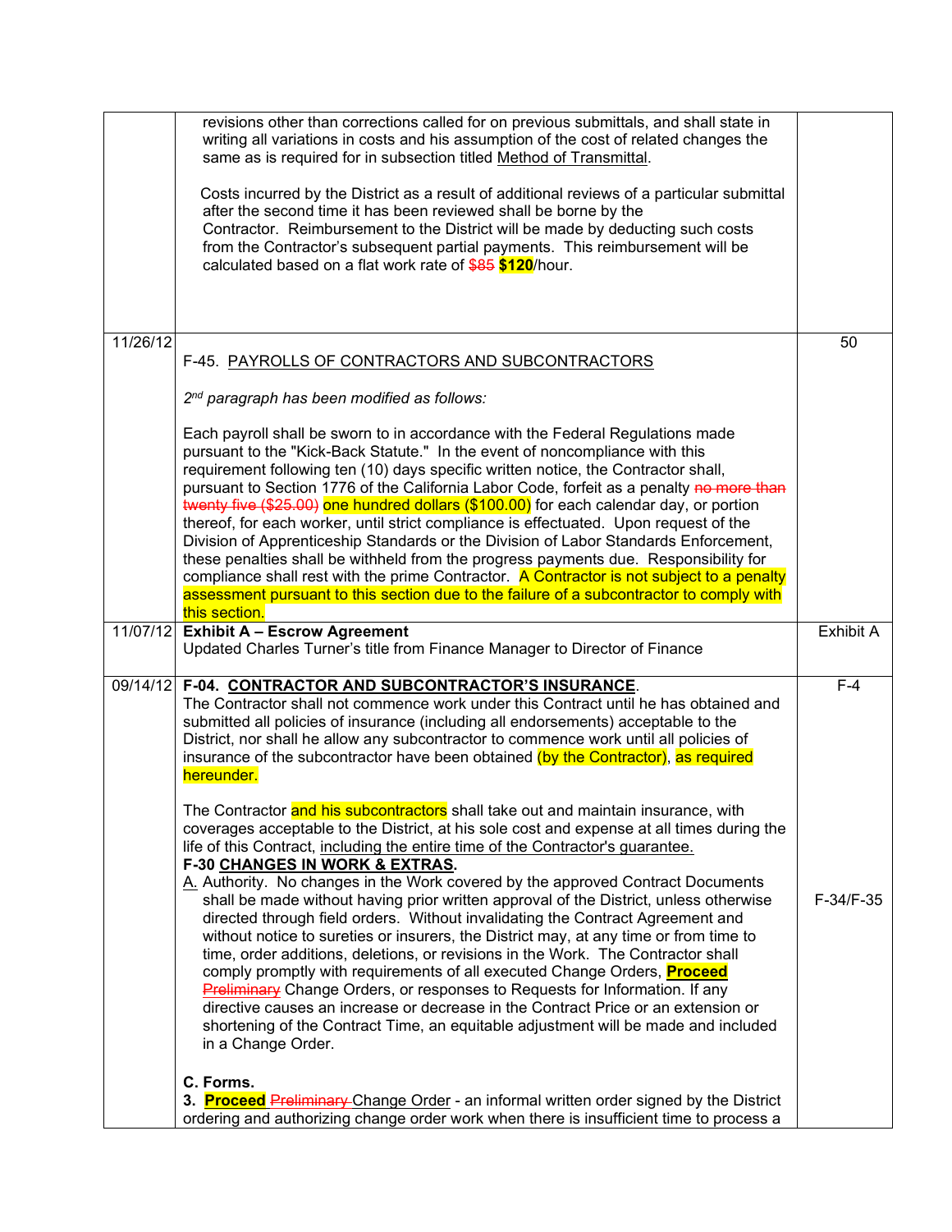| | | |
|---|---|---|
| | revisions other than corrections called for on previous submittals, and shall state in writing all variations in costs and his assumption of the cost of related changes the same as is required for in subsection titled Method of Transmittal.<br><br>Costs incurred by the District as a result of additional reviews of a particular submittal after the second time it has been reviewed shall be borne by the Contractor. Reimbursement to the District will be made by deducting such costs from the Contractor's subsequent partial payments. This reimbursement will be calculated based on a flat work rate of ~~$85~~ **$120**/hour. | |
| 11/26/12 | F-45. PAYROLLS OF CONTRACTORS AND SUBCONTRACTORS<br><br>*2nd paragraph has been modified as follows:*<br><br>Each payroll shall be sworn to in accordance with the Federal Regulations made pursuant to the "Kick-Back Statute." In the event of noncompliance with this requirement following ten (10) days specific written notice, the Contractor shall, pursuant to Section 1776 of the California Labor Code, forfeit as a penalty ~~no more than twenty five ($25.00)~~ one hundred dollars ($100.00) for each calendar day, or portion thereof, for each worker, until strict compliance is effectuated. Upon request of the Division of Apprenticeship Standards or the Division of Labor Standards Enforcement, these penalties shall be withheld from the progress payments due. Responsibility for compliance shall rest with the prime Contractor. A Contractor is not subject to a penalty assessment pursuant to this section due to the failure of a subcontractor to comply with this section. | 50 |
| 11/07/12 | **Exhibit A – Escrow Agreement**<br>Updated Charles Turner's title from Finance Manager to Director of Finance | Exhibit A |
| 09/14/12 | **F-04. CONTRACTOR AND SUBCONTRACTOR'S INSURANCE**.<br>The Contractor shall not commence work under this Contract until he has obtained and submitted all policies of insurance (including all endorsements) acceptable to the District, nor shall he allow any subcontractor to commence work until all policies of insurance of the subcontractor have been obtained (by the Contractor), as required hereunder.<br><br>The Contractor and his subcontractors shall take out and maintain insurance, with coverages acceptable to the District, at his sole cost and expense at all times during the life of this Contract, including the entire time of the Contractor's guarantee.<br>**F-30 CHANGES IN WORK & EXTRAS.**<br>A. Authority. No changes in the Work covered by the approved Contract Documents shall be made without having prior written approval of the District, unless otherwise directed through field orders. Without invalidating the Contract Agreement and without notice to sureties or insurers, the District may, at any time or from time to time, order additions, deletions, or revisions in the Work. The Contractor shall comply promptly with requirements of all executed Change Orders, **Proceed** ~~Preliminary~~ Change Orders, or responses to Requests for Information. If any directive causes an increase or decrease in the Contract Price or an extension or shortening of the Contract Time, an equitable adjustment will be made and included in a Change Order.<br><br>**C. Forms.**<br>**3. Proceed** ~~Preliminary~~ Change Order - an informal written order signed by the District ordering and authorizing change order work when there is insufficient time to process a | F-4<br><br><br><br><br><br><br>F-34/F-35 |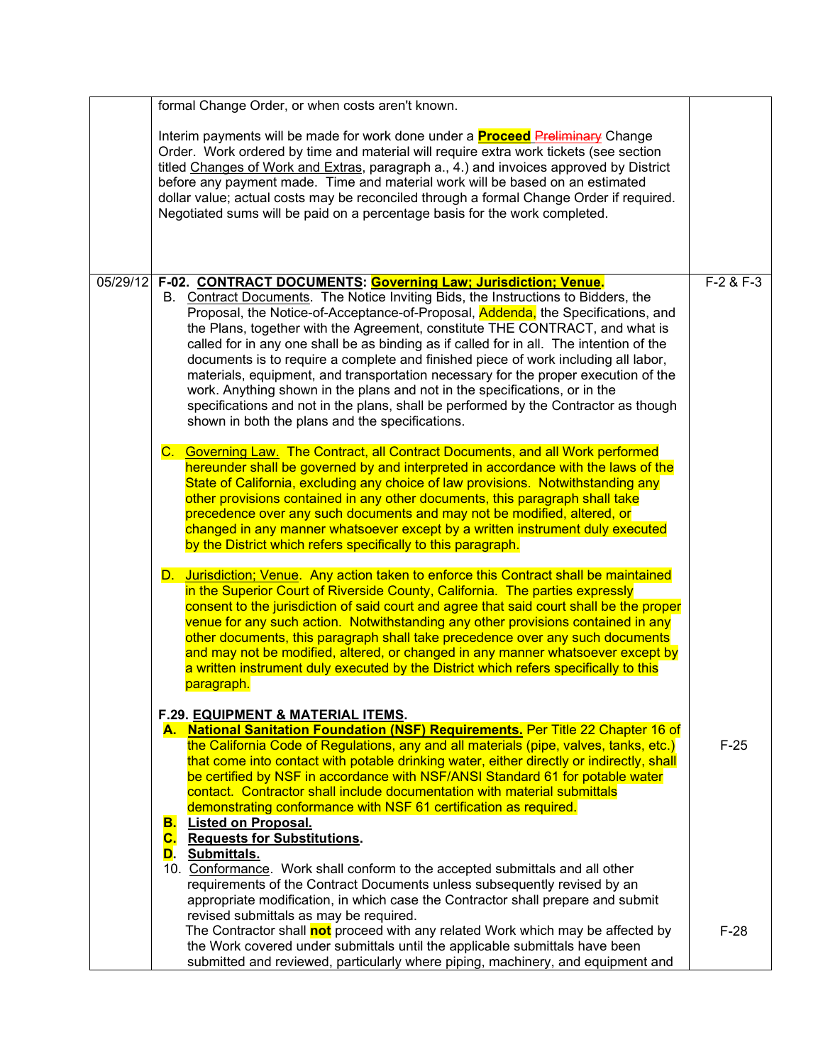| | | |
|---|---|---|
| | formal Change Order, or when costs aren't known.<br><br>Interim payments will be made for work done under a **Proceed** ~~Preliminary~~ Change Order. Work ordered by time and material will require extra work tickets (see section titled Changes of Work and Extras, paragraph a., 4.) and invoices approved by District before any payment made. Time and material work will be based on an estimated dollar value; actual costs may be reconciled through a formal Change Order if required. Negotiated sums will be paid on a percentage basis for the work completed. | |
| 05/29/12 | **F-02. CONTRACT DOCUMENTS: Governing Law; Jurisdiction; Venue.**<br>B. Contract Documents. The Notice Inviting Bids, the Instructions to Bidders, the Proposal, the Notice-of-Acceptance-of-Proposal, Addenda, the Specifications, and the Plans, together with the Agreement, constitute THE CONTRACT, and what is called for in any one shall be as binding as if called for in all. The intention of the documents is to require a complete and finished piece of work including all labor, materials, equipment, and transportation necessary for the proper execution of the work. Anything shown in the plans and not in the specifications, or in the specifications and not in the plans, shall be performed by the Contractor as though shown in both the plans and the specifications.<br><br>C. Governing Law. The Contract, all Contract Documents, and all Work performed hereunder shall be governed by and interpreted in accordance with the laws of the State of California, excluding any choice of law provisions. Notwithstanding any other provisions contained in any other documents, this paragraph shall take precedence over any such documents and may not be modified, altered, or changed in any manner whatsoever except by a written instrument duly executed by the District which refers specifically to this paragraph.<br><br>D. Jurisdiction; Venue. Any action taken to enforce this Contract shall be maintained in the Superior Court of Riverside County, California. The parties expressly consent to the jurisdiction of said court and agree that said court shall be the proper venue for any such action. Notwithstanding any other provisions contained in any other documents, this paragraph shall take precedence over any such documents and may not be modified, altered, or changed in any manner whatsoever except by a written instrument duly executed by the District which refers specifically to this paragraph.<br><br>**F.29. EQUIPMENT & MATERIAL ITEMS.**<br>**A. National Sanitation Foundation (NSF) Requirements.** Per Title 22 Chapter 16 of the California Code of Regulations, any and all materials (pipe, valves, tanks, etc.) that come into contact with potable drinking water, either directly or indirectly, shall be certified by NSF in accordance with NSF/ANSI Standard 61 for potable water contact. Contractor shall include documentation with material submittals demonstrating conformance with NSF 61 certification as required.<br>**B. Listed on Proposal.**<br>**C. Requests for Substitutions.**<br>**D. Submittals.**<br>10. Conformance. Work shall conform to the accepted submittals and all other requirements of the Contract Documents unless subsequently revised by an appropriate modification, in which case the Contractor shall prepare and submit revised submittals as may be required.<br>The Contractor shall **not** proceed with any related Work which may be affected by the Work covered under submittals until the applicable submittals have been submitted and reviewed, particularly where piping, machinery, and equipment and | F-2 & F-3<br><br>F-25<br><br>F-28 |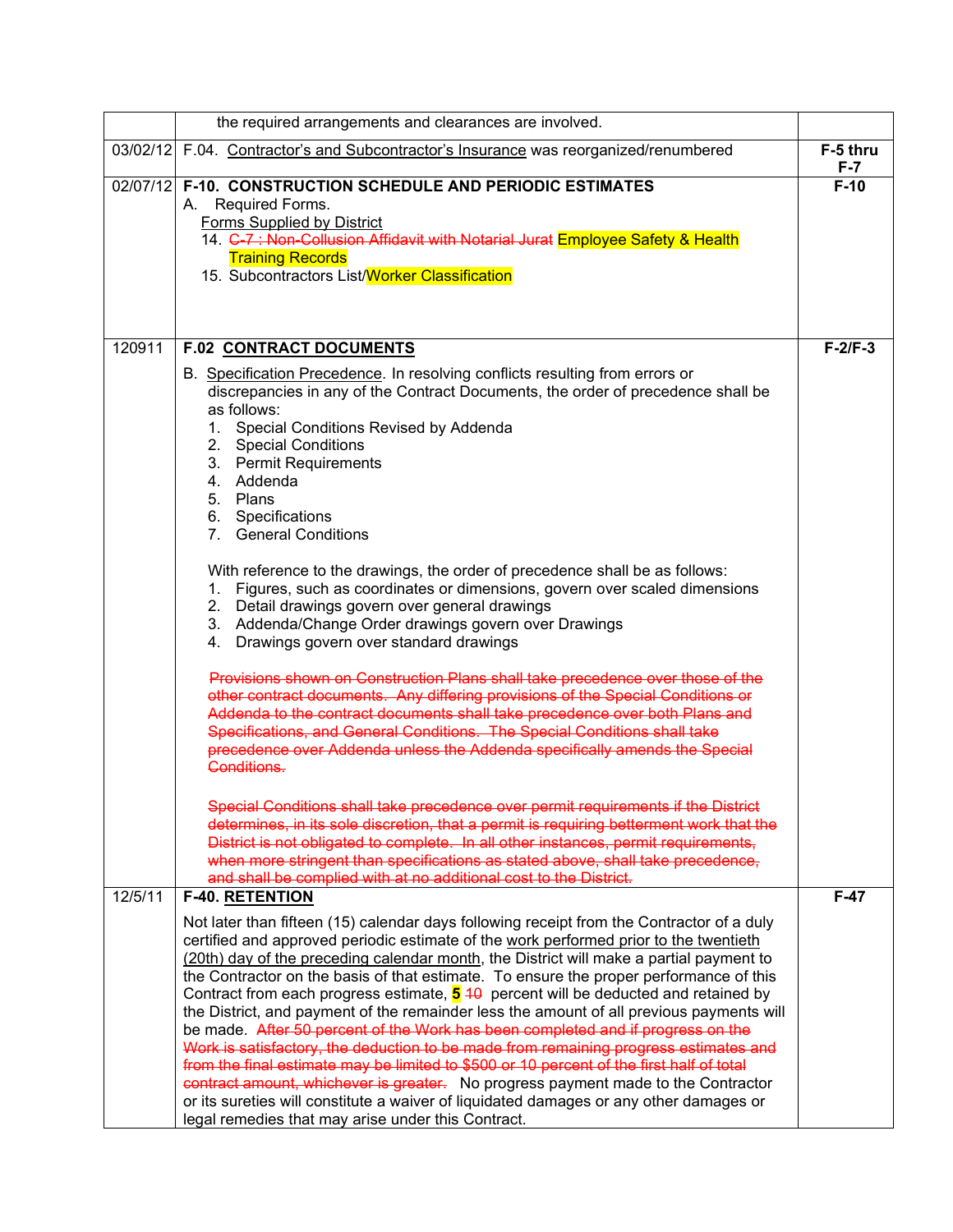| | | |
|---|---|---|
| | the required arrangements and clearances are involved. | |
| 03/02/12 | F.04. Contractor's and Subcontractor's Insurance was reorganized/renumbered | **F-5 thru F-7** |
| 02/07/12 | **F-10. CONSTRUCTION SCHEDULE AND PERIODIC ESTIMATES**<br>A. Required Forms.<br>Forms Supplied by District<br>14. ~~C-7 : Non-Collusion Affidavit with Notarial Jurat~~ Employee Safety & Health Training Records<br>15. Subcontractors List/Worker Classification | **F-10** |
| 120911 | **F.02 CONTRACT DOCUMENTS**<br>B. Specification Precedence. In resolving conflicts resulting from errors or discrepancies in any of the Contract Documents, the order of precedence shall be as follows:<br>1. Special Conditions Revised by Addenda<br>2. Special Conditions<br>3. Permit Requirements<br>4. Addenda<br>5. Plans<br>6. Specifications<br>7. General Conditions<br><br>With reference to the drawings, the order of precedence shall be as follows:<br>1. Figures, such as coordinates or dimensions, govern over scaled dimensions<br>2. Detail drawings govern over general drawings<br>3. Addenda/Change Order drawings govern over Drawings<br>4. Drawings govern over standard drawings<br><br>~~Provisions shown on Construction Plans shall take precedence over those of the other contract documents. Any differing provisions of the Special Conditions or Addenda to the contract documents shall take precedence over both Plans and Specifications, and General Conditions. The Special Conditions shall take precedence over Addenda unless the Addenda specifically amends the Special Conditions.~~<br><br>~~Special Conditions shall take precedence over permit requirements if the District determines, in its sole discretion, that a permit is requiring betterment work that the District is not obligated to complete. In all other instances, permit requirements, when more stringent than specifications as stated above, shall take precedence, and shall be complied with at no additional cost to the District.~~ | **F-2/F-3** |
| 12/5/11 | **F-40. RETENTION**<br><br>Not later than fifteen (15) calendar days following receipt from the Contractor of a duly certified and approved periodic estimate of the work performed prior to the twentieth (20th) day of the preceding calendar month, the District will make a partial payment to the Contractor on the basis of that estimate. To ensure the proper performance of this Contract from each progress estimate, **5** ~~10~~ percent will be deducted and retained by the District, and payment of the remainder less the amount of all previous payments will be made. ~~After 50 percent of the Work has been completed and if progress on the Work is satisfactory, the deduction to be made from remaining progress estimates and from the final estimate may be limited to $500 or 10 percent of the first half of total contract amount, whichever is greater.~~ No progress payment made to the Contractor or its sureties will constitute a waiver of liquidated damages or any other damages or legal remedies that may arise under this Contract. | **F-47** |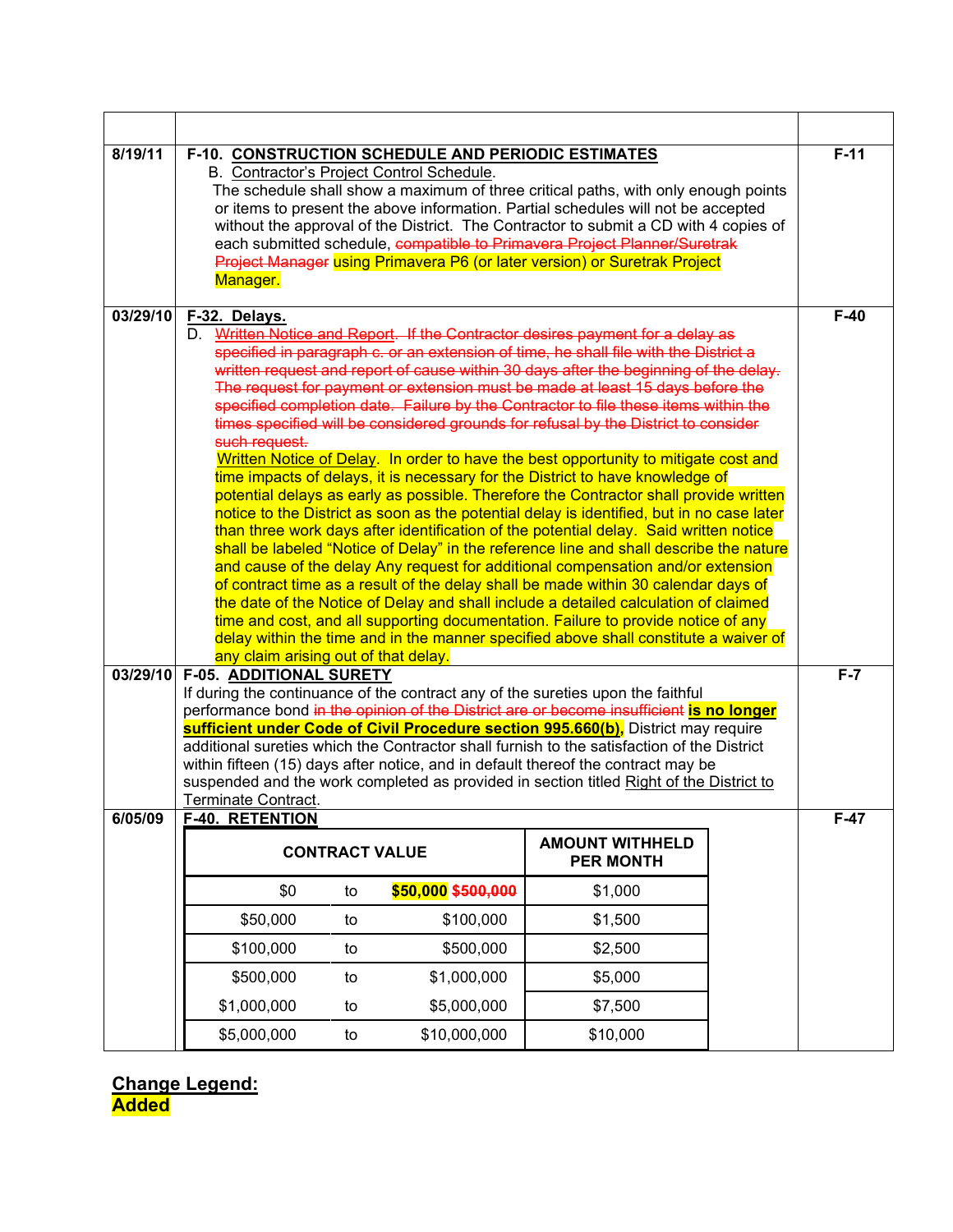| | | |
|---|---|---|
| 8/19/11 | **<u>F-10. CONSTRUCTION SCHEDULE AND PERIODIC ESTIMATES</u>**<br>B. <u>Contractor's Project Control Schedule</u>.<br>The schedule shall show a maximum of three critical paths, with only enough points or items to present the above information. Partial schedules will not be accepted without the approval of the District. The Contractor to submit a CD with 4 copies of each submitted schedule, ~~compatible to Primavera Project Planner/Suretrak Project Manager~~ using Primavera P6 (or later version) or Suretrak Project Manager. | F-11 |
| 03/29/10 | **<u>F-32. Delays.</u>**<br>D. ~~Written Notice and Report. If the Contractor desires payment for a delay as specified in paragraph c. or an extension of time, he shall file with the District a written request and report of cause within 30 days after the beginning of the delay. The request for payment or extension must be made at least 15 days before the specified completion date. Failure by the Contractor to file these items within the times specified will be considered grounds for refusal by the District to consider such request.~~<br><u>Written Notice of Delay</u>. In order to have the best opportunity to mitigate cost and time impacts of delays, it is necessary for the District to have knowledge of potential delays as early as possible. Therefore the Contractor shall provide written notice to the District as soon as the potential delay is identified, but in no case later than three work days after identification of the potential delay. Said written notice shall be labeled "Notice of Delay" in the reference line and shall describe the nature and cause of the delay Any request for additional compensation and/or extension of contract time as a result of the delay shall be made within 30 calendar days of the date of the Notice of Delay and shall include a detailed calculation of claimed time and cost, and all supporting documentation. Failure to provide notice of any delay within the time and in the manner specified above shall constitute a waiver of any claim arising out of that delay. | F-40 |
| 03/29/10 | **F-05. <u>ADDITIONAL SURETY</u>**<br>If during the continuance of the contract any of the sureties upon the faithful performance bond ~~in the opinion of the District are or become insufficient~~ **<u>is no longer sufficient under Code of Civil Procedure section 995.660(b),</u>** District may require additional sureties which the Contractor shall furnish to the satisfaction of the District within fifteen (15) days after notice, and in default thereof the contract may be suspended and the work completed as provided in section titled <u>Right of the District to Terminate Contract</u>. | F-7 |
| 6/05/09 | **<u>F-40. RETENTION</u>** | F-47 |

| CONTRACT VALUE | | | AMOUNT WITHHELD PER MONTH |
|---|---|---|---|
| $0 | to | **$50,000** ~~$500,000~~ | $1,000 |
| $50,000 | to | $100,000 | $1,500 |
| $100,000 | to | $500,000 | $2,500 |
| $500,000 | to | $1,000,000 | $5,000 |
| $1,000,000 | to | $5,000,000 | $7,500 |
| $5,000,000 | to | $10,000,000 | $10,000 |

**<u>Change Legend:</u>**

**Added**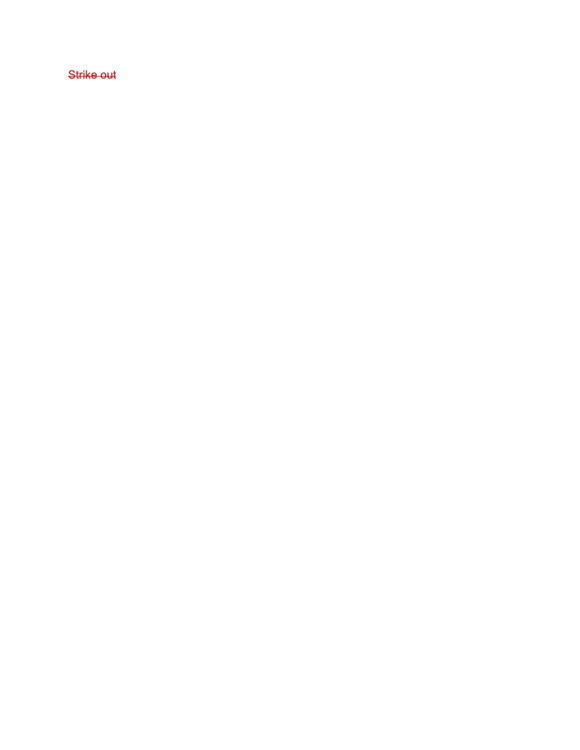~~Strike out~~